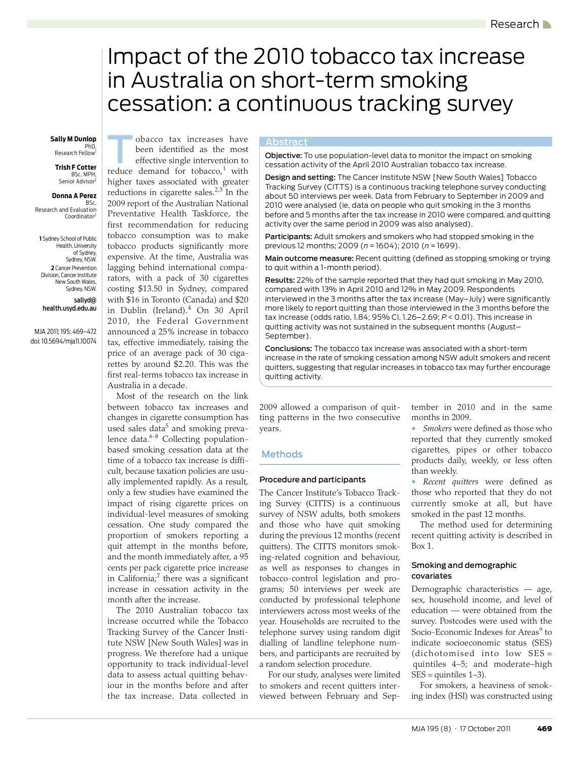# Impact of the 2010 tobacco tax increase in Australia on short-term smoking cessation: a continuous tracking survey

**Sally M Dunlop**, PhD, Research Fellow[1]

**Trish F Cotter**, BSc, MPH, Senior Advisor[2]

**Donna A Perez**, BSc, Research and Evaluation Coordinator[2]

1 Sydney School of Public Health, University of Sydney, Sydney, NSW.

2 Cancer Prevention Division, Cancer Institute New South Wales, Sydney, NSW.

sallyd@health.usyd.edu.au

MJA 2011; 195: 469–472

doi: 10.5694/mja11.10074

## Abstract

**Objective:** To use population-level data to monitor the impact on smoking cessation activity of the April 2010 Australian tobacco tax increase.

**Design and setting:** The Cancer Institute NSW [New South Wales] Tobacco Tracking Survey (CITTS) is a continuous tracking telephone survey conducting about 50 interviews per week. Data from February to September in 2009 and 2010 were analysed (ie, data on people who quit smoking in the 3 months before and 5 months after the tax increase in 2010 were compared, and quitting activity over the same period in 2009 was also analysed).

**Participants:** Adult smokers and smokers who had stopped smoking in the previous 12 months; 2009 ($n = 1604$); 2010 ($n = 1699$).

**Main outcome measure:** Recent quitting (defined as stopping smoking or trying to quit within a 1-month period).

**Results:** 22% of the sample reported that they had quit smoking in May 2010, compared with 13% in April 2010 and 12% in May 2009. Respondents interviewed in the 3 months after the tax increase (May–July) were significantly more likely to report quitting than those interviewed in the 3 months before the tax increase (odds ratio, 1.84; 95% CI, 1.26–2.69; $P < 0.01$). This increase in quitting activity was not sustained in the subsequent months (August–September).

**Conclusions:** The tobacco tax increase was associated with a short-term increase in the rate of smoking cessation among NSW adult smokers and recent quitters, suggesting that regular increases in tobacco tax may further encourage quitting activity.

Tobacco tax increases have been identified as the most effective single intervention to reduce demand for tobacco,[1] with higher taxes associated with greater reductions in cigarette sales.[2,3] In the 2009 report of the Australian National Preventative Health Taskforce, the first recommendation for reducing tobacco consumption was to make tobacco products significantly more expensive. At the time, Australia was lagging behind international comparators, with a pack of 30 cigarettes costing $13.50 in Sydney, compared with $16 in Toronto (Canada) and $20 in Dublin (Ireland).[4] On 30 April 2010, the Federal Government announced a 25% increase in tobacco tax, effective immediately, raising the price of an average pack of 30 cigarettes by around $2.20. This was the first real-terms tobacco tax increase in Australia in a decade.

Most of the research on the link between tobacco tax increases and changes in cigarette consumption has used sales data[5] and smoking prevalence data.[6-8] Collecting population-based smoking cessation data at the time of a tobacco tax increase is difficult, because taxation policies are usually implemented rapidly. As a result, only a few studies have examined the impact of rising cigarette prices on individual-level measures of smoking cessation. One study compared the proportion of smokers reporting a quit attempt in the months before, and the month immediately after, a 95 cents per pack cigarette price increase in California;[7] there was a significant increase in cessation activity in the month after the increase.

The 2010 Australian tobacco tax increase occurred while the Tobacco Tracking Survey of the Cancer Institute NSW [New South Wales] was in progress. We therefore had a unique opportunity to track individual-level data to assess actual quitting behaviour in the months before and after the tax increase. Data collected in 2009 allowed a comparison of quitting patterns in the two consecutive years.

## Methods

### Procedure and participants

The Cancer Institute's Tobacco Tracking Survey (CITTS) is a continuous survey of NSW adults, both smokers and those who have quit smoking during the previous 12 months (recent quitters). The CITTS monitors smoking-related cognition and behaviour, as well as responses to changes in tobacco-control legislation and programs; 50 interviews per week are conducted by professional telephone interviewers across most weeks of the year. Households are recruited to the telephone survey using random digit dialling of landline telephone numbers, and participants are recruited by a random selection procedure.

For our study, analyses were limited to smokers and recent quitters interviewed between February and September in 2010 and in the same months in 2009.

- *Smokers* were defined as those who reported that they currently smoked cigarettes, pipes or other tobacco products daily, weekly, or less often than weekly.
- *Recent quitters* were defined as those who reported that they do not currently smoke at all, but have smoked in the past 12 months.

The method used for determining recent quitting activity is described in Box 1.

### Smoking and demographic covariates

Demographic characteristics — age, sex, household income, and level of education — were obtained from the survey. Postcodes were used with the Socio-Economic Indexes for Areas[9] to indicate socioeconomic status (SES) (dichotomised into low SES = quintiles 4–5; and moderate–high SES = quintiles 1–3).

For smokers, a heaviness of smoking index (HSI) was constructed using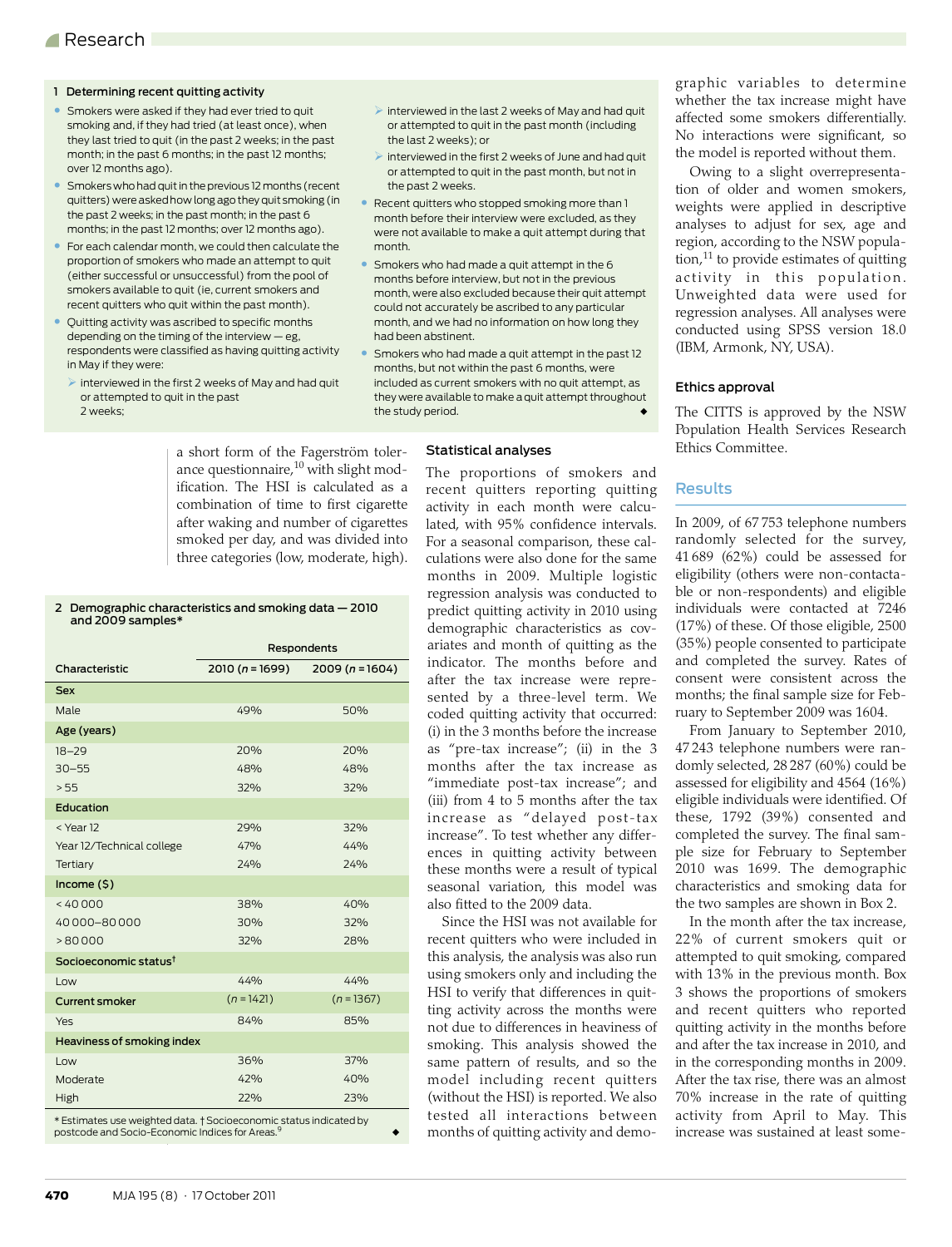### 1 Determining recent quitting activity

- Smokers were asked if they had ever tried to quit smoking and, if they had tried (at least once), when they last tried to quit (in the past 2 weeks; in the past month; in the past 6 months; in the past 12 months; over 12 months ago).
- Smokers who had quit in the previous 12 months (recent quitters) were asked how long ago they quit smoking (in the past 2 weeks; in the past month; in the past 6 months; in the past 12 months; over 12 months ago).
- For each calendar month, we could then calculate the proportion of smokers who made an attempt to quit (either successful or unsuccessful) from the pool of smokers available to quit (ie, current smokers and recent quitters who quit within the past month).
- Quitting activity was ascribed to specific months depending on the timing of the interview — eg, respondents were classified as having quitting activity in May if they were:
  - interviewed in the first 2 weeks of May and had quit or attempted to quit in the past 2 weeks;
  - interviewed in the last 2 weeks of May and had quit or attempted to quit in the past month (including the last 2 weeks); or
  - interviewed in the first 2 weeks of June and had quit or attempted to quit in the past month, but not in the past 2 weeks.
- Recent quitters who stopped smoking more than 1 month before their interview were excluded, as they were not available to make a quit attempt during that month.
- Smokers who had made a quit attempt in the 6 months before interview, but not in the previous month, were also excluded because their quit attempt could not accurately be ascribed to any particular month, and we had no information on how long they had been abstinent.
- Smokers who had made a quit attempt in the past 12 months, but not within the past 6 months, were included as current smokers with no quit attempt, as they were available to make a quit attempt throughout the study period. ◆

a short form of the Fagerström tolerance questionnaire,[10] with slight modification. The HSI is calculated as a combination of time to first cigarette after waking and number of cigarettes smoked per day, and was divided into three categories (low, moderate, high).

### 2 Demographic characteristics and smoking data — 2010 and 2009 samples*

| Characteristic | Respondents 2010 (*n* = 1699) | Respondents 2009 (*n* = 1604) |
|---|---|---|
| **Sex** | | |
| Male | 49% | 50% |
| **Age (years)** | | |
| 18–29 | 20% | 20% |
| 30–55 | 48% | 48% |
| > 55 | 32% | 32% |
| **Education** | | |
| < Year 12 | 29% | 32% |
| Year 12/Technical college | 47% | 44% |
| Tertiary | 24% | 24% |
| **Income ($)** | | |
| < 40 000 | 38% | 40% |
| 40 000–80 000 | 30% | 32% |
| > 80 000 | 32% | 28% |
| **Socioeconomic status**† | | |
| Low | 44% | 44% |
| **Current smoker** | (*n* = 1421) | (*n* = 1367) |
| Yes | 84% | 85% |
| **Heaviness of smoking index** | | |
| Low | 36% | 37% |
| Moderate | 42% | 40% |
| High | 22% | 23% |

\* Estimates use weighted data. † Socioeconomic status indicated by postcode and Socio-Economic Indices for Areas.[9] ◆

### Statistical analyses

The proportions of smokers and recent quitters reporting quitting activity in each month were calculated, with 95% confidence intervals. For a seasonal comparison, these calculations were also done for the same months in 2009. Multiple logistic regression analysis was conducted to predict quitting activity in 2010 using demographic characteristics as covariates and month of quitting as the indicator. The months before and after the tax increase were represented by a three-level term. We coded quitting activity that occurred: (i) in the 3 months before the increase as "pre-tax increase"; (ii) in the 3 months after the tax increase as "immediate post-tax increase"; and (iii) from 4 to 5 months after the tax increase as "delayed post-tax increase". To test whether any differences in quitting activity between these months were a result of typical seasonal variation, this model was also fitted to the 2009 data.

Since the HSI was not available for recent quitters who were included in this analysis, the analysis was also run using smokers only and including the HSI to verify that differences in quitting activity across the months were not due to differences in heaviness of smoking. This analysis showed the same pattern of results, and so the model including recent quitters (without the HSI) is reported. We also tested all interactions between months of quitting activity and demographic variables to determine whether the tax increase might have affected some smokers differentially. No interactions were significant, so the model is reported without them.

Owing to a slight overrepresentation of older and women smokers, weights were applied in descriptive analyses to adjust for sex, age and region, according to the NSW population,[11] to provide estimates of quitting activity in this population. Unweighted data were used for regression analyses. All analyses were conducted using SPSS version 18.0 (IBM, Armonk, NY, USA).

### Ethics approval

The CITTS is approved by the NSW Population Health Services Research Ethics Committee.

## Results

In 2009, of 67 753 telephone numbers randomly selected for the survey, 41 689 (62%) could be assessed for eligibility (others were non-contactable or non-respondents) and eligible individuals were contacted at 7246 (17%) of these. Of those eligible, 2500 (35%) people consented to participate and completed the survey. Rates of consent were consistent across the months; the final sample size for February to September 2009 was 1604.

From January to September 2010, 47 243 telephone numbers were randomly selected, 28 287 (60%) could be assessed for eligibility and 4564 (16%) eligible individuals were identified. Of these, 1792 (39%) consented and completed the survey. The final sample size for February to September 2010 was 1699. The demographic characteristics and smoking data for the two samples are shown in Box 2.

In the month after the tax increase, 22% of current smokers quit or attempted to quit smoking, compared with 13% in the previous month. Box 3 shows the proportions of smokers and recent quitters who reported quitting activity in the months before and after the tax increase in 2010, and in the corresponding months in 2009. After the tax rise, there was an almost 70% increase in the rate of quitting activity from April to May. This increase was sustained at least some-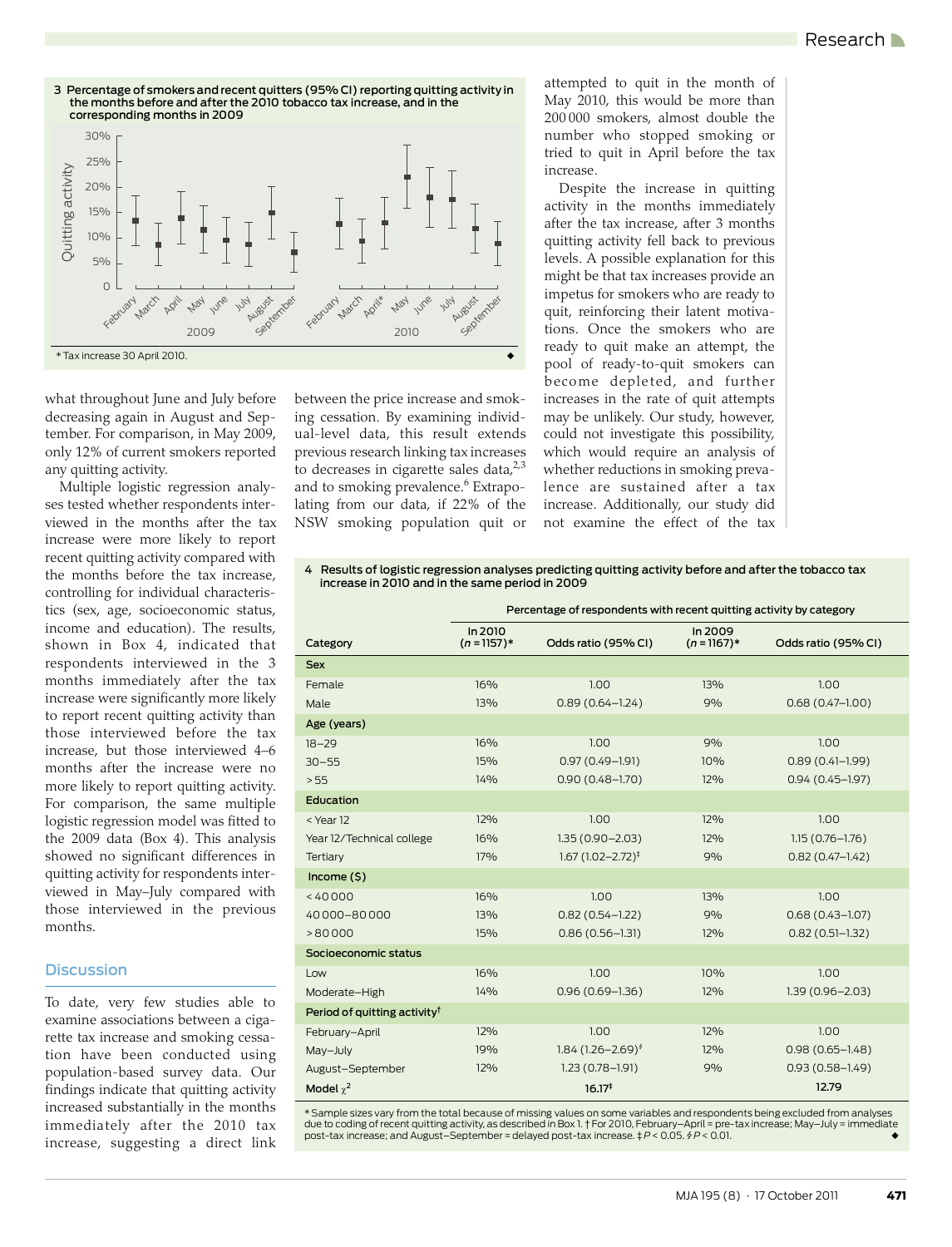**3 Percentage of smokers and recent quitters (95% CI) reporting quitting activity in the months before and after the 2010 tobacco tax increase, and in the corresponding months in 2009**

\* Tax increase 30 April 2010.

what throughout June and July before decreasing again in August and September. For comparison, in May 2009, only 12% of current smokers reported any quitting activity.

Multiple logistic regression analyses tested whether respondents interviewed in the months after the tax increase were more likely to report recent quitting activity compared with the months before the tax increase, controlling for individual characteristics (sex, age, socioeconomic status, income and education). The results, shown in Box 4, indicated that respondents interviewed in the 3 months immediately after the tax increase were significantly more likely to report recent quitting activity than those interviewed before the tax increase, but those interviewed 4–6 months after the increase were no more likely to report quitting activity. For comparison, the same multiple logistic regression model was fitted to the 2009 data (Box 4). This analysis showed no significant differences in quitting activity for respondents interviewed in May–July compared with those interviewed in the previous months.

## Discussion

To date, very few studies able to examine associations between a cigarette tax increase and smoking cessation have been conducted using population-based survey data. Our findings indicate that quitting activity increased substantially in the months immediately after the 2010 tax increase, suggesting a direct link between the price increase and smoking cessation. By examining individual-level data, this result extends previous research linking tax increases to decreases in cigarette sales data,[2,3] and to smoking prevalence.[6] Extrapolating from our data, if 22% of the NSW smoking population quit or attempted to quit in the month of May 2010, this would be more than 200 000 smokers, almost double the number who stopped smoking or tried to quit in April before the tax increase.

Despite the increase in quitting activity in the months immediately after the tax increase, after 3 months quitting activity fell back to previous levels. A possible explanation for this might be that tax increases provide an impetus for smokers who are ready to quit, reinforcing their latent motivations. Once the smokers who are ready to quit make an attempt, the pool of ready-to-quit smokers can become depleted, and further increases in the rate of quit attempts may be unlikely. Our study, however, could not investigate this possibility, which would require an analysis of whether reductions in smoking prevalence are sustained after a tax increase. Additionally, our study did not examine the effect of the tax

**4 Results of logistic regression analyses predicting quitting activity before and after the tobacco tax increase in 2010 and in the same period in 2009**

| | Percentage of respondents with recent quitting activity by category | | | |
|---|---|---|---|---|
| Category | In 2010 (n = 1157)* | Odds ratio (95% CI) | In 2009 (n = 1167)* | Odds ratio (95% CI) |
| **Sex** | | | | |
| Female | 16% | 1.00 | 13% | 1.00 |
| Male | 13% | 0.89 (0.64–1.24) | 9% | 0.68 (0.47–1.00) |
| **Age (years)** | | | | |
| 18–29 | 16% | 1.00 | 9% | 1.00 |
| 30–55 | 15% | 0.97 (0.49–1.91) | 10% | 0.89 (0.41–1.99) |
| > 55 | 14% | 0.90 (0.48–1.70) | 12% | 0.94 (0.45–1.97) |
| **Education** | | | | |
| < Year 12 | 12% | 1.00 | 12% | 1.00 |
| Year 12/Technical college | 16% | 1.35 (0.90–2.03) | 12% | 1.15 (0.76–1.76) |
| Tertiary | 17% | 1.67 (1.02–2.72)‡ | 9% | 0.82 (0.47–1.42) |
| **Income ($)** | | | | |
| < 40 000 | 16% | 1.00 | 13% | 1.00 |
| 40 000–80 000 | 13% | 0.82 (0.54–1.22) | 9% | 0.68 (0.43–1.07) |
| > 80 000 | 15% | 0.86 (0.56–1.31) | 12% | 0.82 (0.51–1.32) |
| **Socioeconomic status** | | | | |
| Low | 16% | 1.00 | 10% | 1.00 |
| Moderate–High | 14% | 0.96 (0.69–1.36) | 12% | 1.39 (0.96–2.03) |
| **Period of quitting activity†** | | | | |
| February–April | 12% | 1.00 | 12% | 1.00 |
| May–July | 19% | 1.84 (1.26–2.69)§ | 12% | 0.98 (0.65–1.48) |
| August–September | 12% | 1.23 (0.78–1.91) | 9% | 0.93 (0.58–1.49) |
| **Model $\chi^2$** | | 16.17‡ | | 12.79 |

\* Sample sizes vary from the total because of missing values on some variables and respondents being excluded from analyses due to coding of recent quitting activity, as described in Box 1. † For 2010, February–April = pre-tax increase; May–July = immediate post-tax increase; and August–September = delayed post-tax increase. ‡ $P < 0.05$. § $P < 0.01$.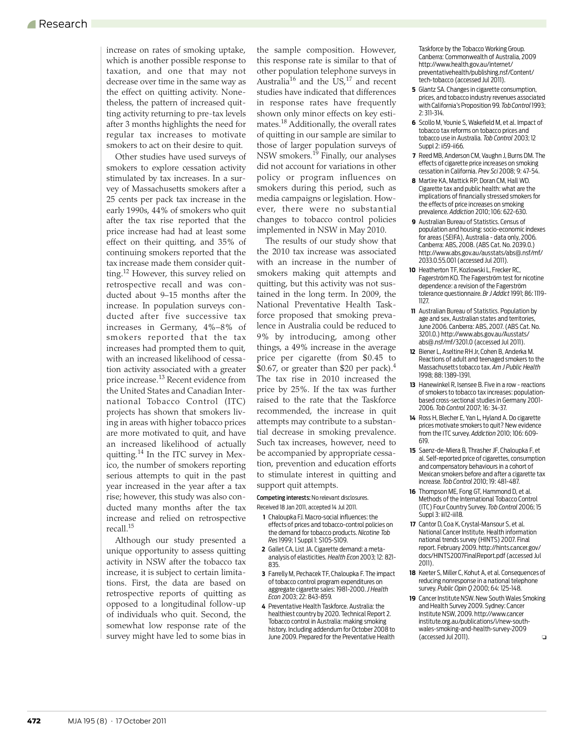increase on rates of smoking uptake, which is another possible response to taxation, and one that may not decrease over time in the same way as the effect on quitting activity. Nonetheless, the pattern of increased quitting activity returning to pre-tax levels after 3 months highlights the need for regular tax increases to motivate smokers to act on their desire to quit.

Other studies have used surveys of smokers to explore cessation activity stimulated by tax increases. In a survey of Massachusetts smokers after a 25 cents per pack tax increase in the early 1990s, 44% of smokers who quit after the tax rise reported that the price increase had had at least some effect on their quitting, and 35% of continuing smokers reported that the tax increase made them consider quitting.[12] However, this survey relied on retrospective recall and was conducted about 9–15 months after the increase. In population surveys conducted after five successive tax increases in Germany, 4%–8% of smokers reported that the tax increases had prompted them to quit, with an increased likelihood of cessation activity associated with a greater price increase.[13] Recent evidence from the United States and Canadian International Tobacco Control (ITC) projects has shown that smokers living in areas with higher tobacco prices are more motivated to quit, and have an increased likelihood of actually quitting.[14] In the ITC survey in Mexico, the number of smokers reporting serious attempts to quit in the past year increased in the year after a tax rise; however, this study was also conducted many months after the tax increase and relied on retrospective recall.[15]

Although our study presented a unique opportunity to assess quitting activity in NSW after the tobacco tax increase, it is subject to certain limitations. First, the data are based on retrospective reports of quitting as opposed to a longitudinal follow-up of individuals who quit. Second, the somewhat low response rate of the survey might have led to some bias in the sample composition. However, this response rate is similar to that of other population telephone surveys in Australia[16] and the US,[17] and recent studies have indicated that differences in response rates have frequently shown only minor effects on key estimates.[18] Additionally, the overall rates of quitting in our sample are similar to those of larger population surveys of NSW smokers.[19] Finally, our analyses did not account for variations in other policy or program influences on smokers during this period, such as media campaigns or legislation. However, there were no substantial changes to tobacco control policies implemented in NSW in May 2010.

The results of our study show that the 2010 tax increase was associated with an increase in the number of smokers making quit attempts and quitting, but this activity was not sustained in the long term. In 2009, the National Preventative Health Taskforce proposed that smoking prevalence in Australia could be reduced to 9% by introducing, among other things, a 49% increase in the average price per cigarette (from $0.45 to $0.67, or greater than $20 per pack).[4] The tax rise in 2010 increased the price by 25%. If the tax was further raised to the rate that the Taskforce recommended, the increase in quit attempts may contribute to a substantial decrease in smoking prevalence. Such tax increases, however, need to be accompanied by appropriate cessation, prevention and education efforts to stimulate interest in quitting and support quit attempts.

**Competing interests:** No relevant disclosures.

Received 18 Jan 2011, accepted 14 Jul 2011.

1. Chaloupka FJ. Macro-social influences: the effects of prices and tobacco-control policies on the demand for tobacco products. *Nicotine Tob Res* 1999; 1 Suppl 1: S105-S109.
2. Gallet CA, List JA. Cigarette demand: a meta-analysis of elasticities. *Health Econ* 2003; 12: 821-835.
3. Farrelly M, Pechacek TF, Chaloupka F. The impact of tobacco control program expenditures on aggregate cigarette sales: 1981-2000. *J Health Econ* 2003; 22: 843-859.
4. Preventative Health Taskforce. Australia: the healthiest country by 2020. Technical Report 2. Tobacco control in Australia: making smoking history. Including addendum for October 2008 to June 2009. Prepared for the Preventative Health Taskforce by the Tobacco Working Group. Canberra: Commonwealth of Australia, 2009 http://www.health.gov.au/internet/preventativehealth/publishing.nsf/Content/tech-tobacco (accessed Jul 2011).
5. Glantz SA. Changes in cigarette consumption, prices, and tobacco industry revenues associated with California's Proposition 99. *Tob Control* 1993; 2: 311-314.
6. Scollo M, Younie S, Wakefield M, et al. Impact of tobacco tax reforms on tobacco prices and tobacco use in Australia. *Tob Control* 2003; 12 Suppl 2: ii59-ii66.
7. Reed MB, Anderson CM, Vaughn J, Burns DM. The effects of cigarette price increases on smoking cessation in California. *Prev Sci* 2008; 9: 47-54.
8. Martire KA, Mattick RP, Doran CM, Hall WD. Cigarette tax and public health: what are the implications of financially stressed smokers for the effects of price increases on smoking prevalence. *Addiction* 2010; 106: 622-630.
9. Australian Bureau of Statistics. Census of population and housing: socio-economic indexes for areas (SEIFA), Australia - data only, 2006. Canberra: ABS, 2008. (ABS Cat. No. 2039.0.) http://www.abs.gov.au/ausstats/abs@.nsf/mf/2033.0.55.001 (accessed Jul 2011).
10. Heatherton TF, Kozlowski L, Frecker RC, Fagerström KO. The Fagerström test for nicotine dependence: a revision of the Fagerström tolerance questionnaire. *Br J Addict* 1991; 86: 1119-1127.
11. Australian Bureau of Statistics. Population by age and sex, Australian states and territories, June 2006. Canberra: ABS, 2007. (ABS Cat. No. 3201.0.) http://www.abs.gov.au/Ausstats/abs@.nsf/mf/3201.0 (accessed Jul 2011).
12. Biener L, Aseltine RH Jr, Cohen B, Anderka M. Reactions of adult and teenaged smokers to the Massachusetts tobacco tax. *Am J Public Health* 1998; 88: 1389-1391.
13. Hanewinkel R, Isensee B. Five in a row - reactions of smokers to tobacco tax increases: population-based cross-sectional studies in Germany 2001-2006. *Tob Control* 2007; 16: 34-37.
14. Ross H, Blecher E, Yan L, Hyland A. Do cigarette prices motivate smokers to quit? New evidence from the ITC survey. *Addiction* 2010; 106: 609-619.
15. Saenz-de-Miera B, Thrasher JF, Chaloupka F, et al. Self-reported price of cigarettes, consumption and compensatory behaviours in a cohort of Mexican smokers before and after a cigarette tax increase. *Tob Control* 2010; 19: 481-487.
16. Thompson ME, Fong GT, Hammond D, et al. Methods of the International Tobacco Control (ITC) Four Country Survey. *Tob Control* 2006; 15 Suppl 3: iii12-iii18.
17. Cantor D, Coa K, Crystal-Mansour S, et al. National Cancer Institute. Health information national trends survey (HINTS) 2007. Final report. February 2009. http://hints.cancer.gov/docs/HINTS2007FinalReport.pdf (accessed Jul 2011).
18. Keeter S, Miller C, Kohut A, et al. Consequences of reducing nonresponse in a national telephone survey. *Public Opin Q* 2000; 64: 125-148.
19. Cancer Institute NSW. New South Wales Smoking and Health Survey 2009. Sydney: Cancer Institute NSW, 2009. http://www.cancerinstitute.org.au/publications/i/new-south-wales-smoking-and-health-survey-2009 (accessed Jul 2011).